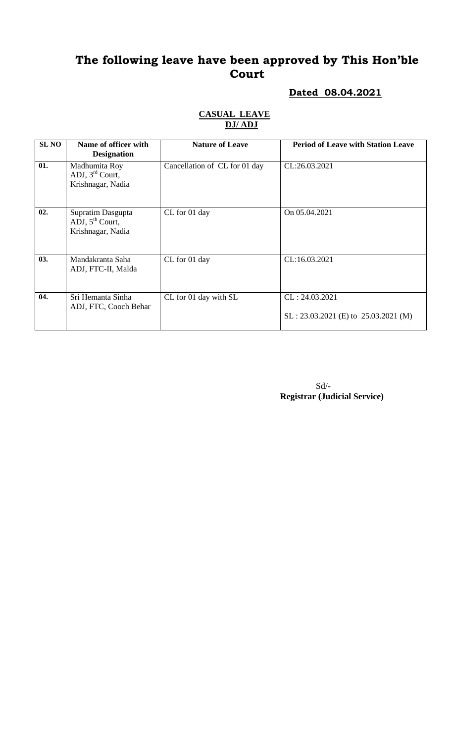# The following leave have been approved by This Hon'ble Court

**Dated 08.04.2021**

**CASUAL LEAVE**
**DJ/ ADJ**

| SL NO | Name of officer with Designation | Nature of Leave | Period of Leave with Station Leave |
|---|---|---|---|
| 01. | Madhumita Roy ADJ, 3rd Court, Krishnagar, Nadia | Cancellation of CL for 01 day | CL:26.03.2021 |
| 02. | Supratim Dasgupta ADJ, 5th Court, Krishnagar, Nadia | CL for 01 day | On 05.04.2021 |
| 03. | Mandakranta Saha ADJ, FTC-II, Malda | CL for 01 day | CL:16.03.2021 |
| 04. | Sri Hemanta Sinha ADJ, FTC, Cooch Behar | CL for 01 day with SL | CL : 24.03.2021<br>SL : 23.03.2021 (E) to 25.03.2021 (M) |

Sd/-
**Registrar (Judicial Service)**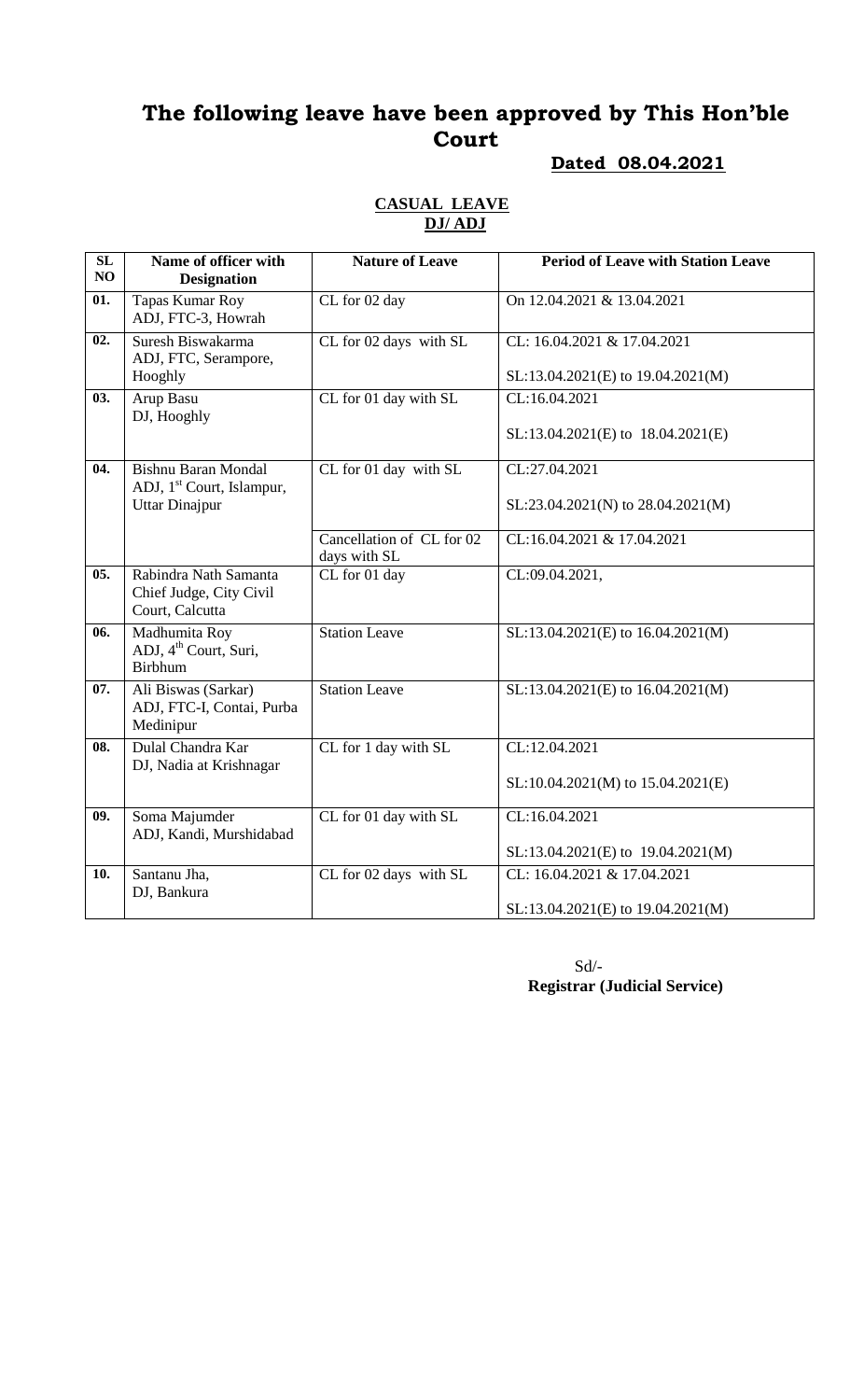# The following leave have been approved by This Hon'ble Court

**Dated 08.04.2021**

**CASUAL LEAVE**
**DJ/ ADJ**

| SL NO | Name of officer with Designation | Nature of Leave | Period of Leave with Station Leave |
|---|---|---|---|
| 01. | Tapas Kumar Roy ADJ, FTC-3, Howrah | CL for 02 day | On 12.04.2021 & 13.04.2021 |
| 02. | Suresh Biswakarma ADJ, FTC, Serampore, Hooghly | CL for 02 days with SL | CL: 16.04.2021 & 17.04.2021<br>SL:13.04.2021(E) to 19.04.2021(M) |
| 03. | Arup Basu DJ, Hooghly | CL for 01 day with SL | CL:16.04.2021<br>SL:13.04.2021(E) to 18.04.2021(E) |
| 04. | Bishnu Baran Mondal ADJ, 1st Court, Islampur, Uttar Dinajpur | CL for 01 day with SL | CL:27.04.2021<br>SL:23.04.2021(N) to 28.04.2021(M) |
| | | Cancellation of CL for 02 days with SL | CL:16.04.2021 & 17.04.2021 |
| 05. | Rabindra Nath Samanta Chief Judge, City Civil Court, Calcutta | CL for 01 day | CL:09.04.2021, |
| 06. | Madhumita Roy ADJ, 4th Court, Suri, Birbhum | Station Leave | SL:13.04.2021(E) to 16.04.2021(M) |
| 07. | Ali Biswas (Sarkar) ADJ, FTC-I, Contai, Purba Medinipur | Station Leave | SL:13.04.2021(E) to 16.04.2021(M) |
| 08. | Dulal Chandra Kar DJ, Nadia at Krishnagar | CL for 1 day with SL | CL:12.04.2021<br>SL:10.04.2021(M) to 15.04.2021(E) |
| 09. | Soma Majumder ADJ, Kandi, Murshidabad | CL for 01 day with SL | CL:16.04.2021<br>SL:13.04.2021(E) to 19.04.2021(M) |
| 10. | Santanu Jha, DJ, Bankura | CL for 02 days with SL | CL: 16.04.2021 & 17.04.2021<br>SL:13.04.2021(E) to 19.04.2021(M) |

Sd/-
**Registrar (Judicial Service)**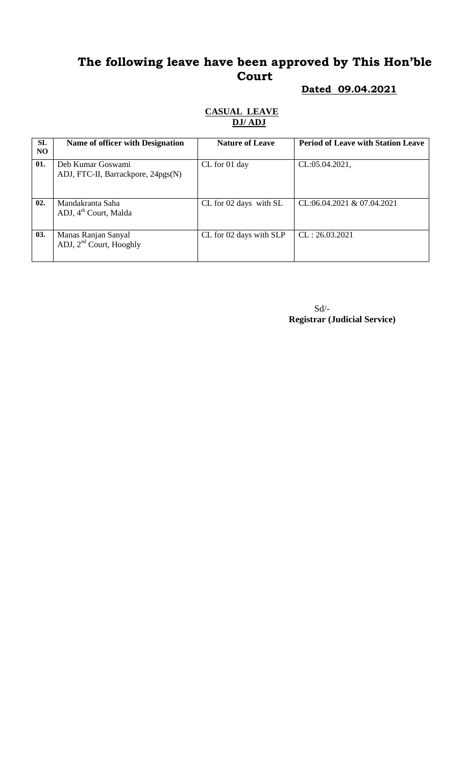# The following leave have been approved by This Hon'ble Court

**Dated 09.04.2021**

**CASUAL LEAVE**
**DJ/ ADJ**

| SL NO | Name of officer with Designation | Nature of Leave | Period of Leave with Station Leave |
|---|---|---|---|
| 01. | Deb Kumar Goswami<br>ADJ, FTC-II, Barrackpore, 24pgs(N) | CL for 01 day | CL:05.04.2021, |
| 02. | Mandakranta Saha<br>ADJ, 4th Court, Malda | CL for 02 days with SL | CL:06.04.2021 & 07.04.2021 |
| 03. | Manas Ranjan Sanyal<br>ADJ, 2nd Court, Hooghly | CL for 02 days with SLP | CL : 26.03.2021 |

Sd/-
**Registrar (Judicial Service)**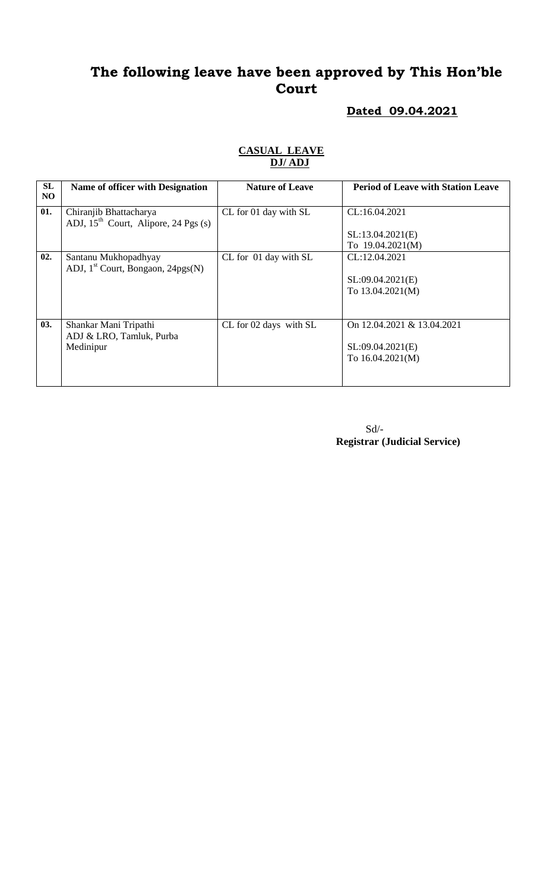# The following leave have been approved by This Hon'ble Court

**Dated 09.04.2021**

**CASUAL LEAVE**
**DJ/ ADJ**

| SL NO | Name of officer with Designation | Nature of Leave | Period of Leave with Station Leave |
|---|---|---|---|
| 01. | Chiranjib Bhattacharya<br>ADJ, 15th Court, Alipore, 24 Pgs (s) | CL for 01 day with SL | CL:16.04.2021<br><br>SL:13.04.2021(E)<br>To 19.04.2021(M) |
| 02. | Santanu Mukhopadhyay<br>ADJ, 1st Court, Bongaon, 24pgs(N) | CL for 01 day with SL | CL:12.04.2021<br><br>SL:09.04.2021(E)<br>To 13.04.2021(M) |
| 03. | Shankar Mani Tripathi<br>ADJ & LRO, Tamluk, Purba Medinipur | CL for 02 days with SL | On 12.04.2021 & 13.04.2021<br><br>SL:09.04.2021(E)<br>To 16.04.2021(M) |

Sd/-
**Registrar (Judicial Service)**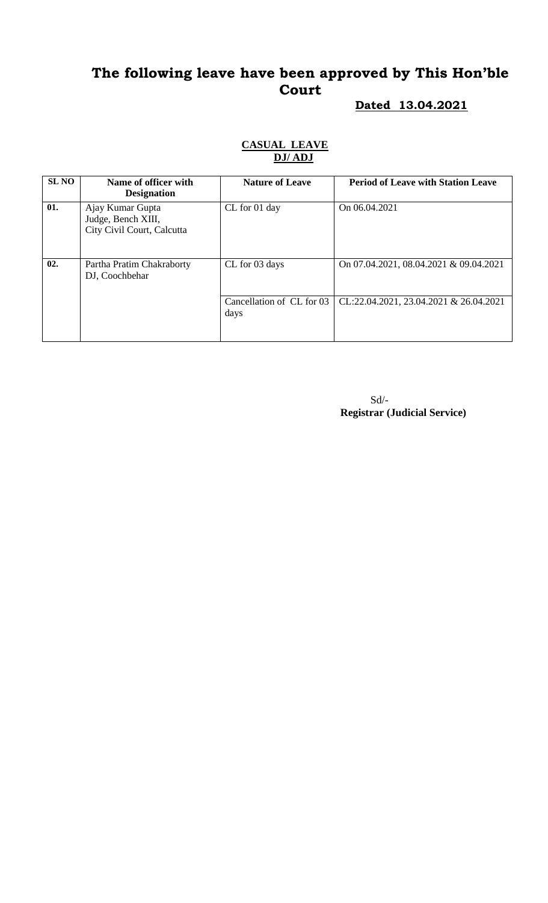# The following leave have been approved by This Hon'ble Court

**Dated 13.04.2021**

**CASUAL LEAVE**
**DJ/ ADJ**

| SL NO | Name of officer with Designation | Nature of Leave | Period of Leave with Station Leave |
|---|---|---|---|
| **01.** | Ajay Kumar Gupta<br>Judge, Bench XIII,<br>City Civil Court, Calcutta | CL for 01 day | On 06.04.2021 |
| **02.** | Partha Pratim Chakraborty<br>DJ, Coochbehar | CL for 03 days | On 07.04.2021, 08.04.2021 & 09.04.2021 |
| | | Cancellation of CL for 03 days | CL:22.04.2021, 23.04.2021 & 26.04.2021 |

Sd/-
**Registrar (Judicial Service)**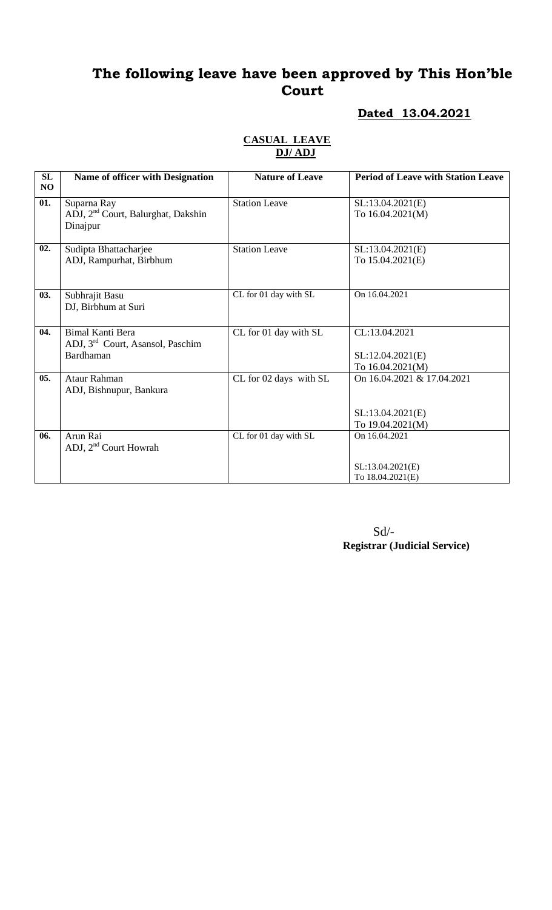# The following leave have been approved by This Hon'ble Court

**Dated 13.04.2021**

**CASUAL LEAVE**
**DJ/ ADJ**

| SL NO | Name of officer with Designation | Nature of Leave | Period of Leave with Station Leave |
|---|---|---|---|
| 01. | Suparna Ray<br>ADJ, 2nd Court, Balurghat, Dakshin Dinajpur | Station Leave | SL:13.04.2021(E)<br>To 16.04.2021(M) |
| 02. | Sudipta Bhattacharjee<br>ADJ, Rampurhat, Birbhum | Station Leave | SL:13.04.2021(E)<br>To 15.04.2021(E) |
| 03. | Subhrajit Basu<br>DJ, Birbhum at Suri | CL for 01 day with SL | On 16.04.2021 |
| 04. | Bimal Kanti Bera<br>ADJ, 3rd Court, Asansol, Paschim Bardhaman | CL for 01 day with SL | CL:13.04.2021<br><br>SL:12.04.2021(E)<br>To 16.04.2021(M) |
| 05. | Ataur Rahman<br>ADJ, Bishnupur, Bankura | CL for 02 days with SL | On 16.04.2021 & 17.04.2021<br><br>SL:13.04.2021(E)<br>To 19.04.2021(M) |
| 06. | Arun Rai<br>ADJ, 2nd Court Howrah | CL for 01 day with SL | On 16.04.2021<br><br>SL:13.04.2021(E)<br>To 18.04.2021(E) |

Sd/-
**Registrar (Judicial Service)**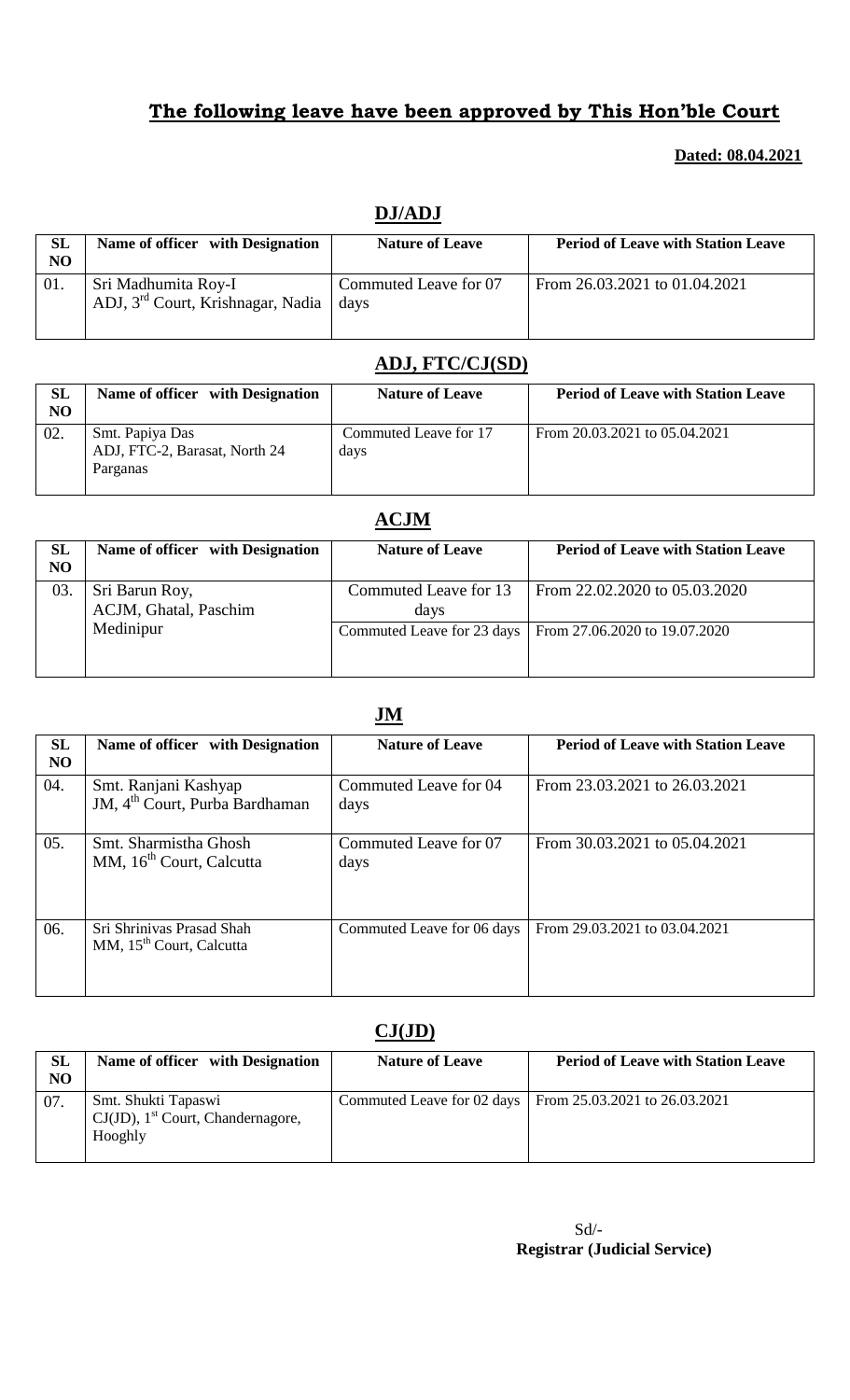## The following leave have been approved by This Hon'ble Court

**Dated: 08.04.2021**

### DJ/ADJ

| SL NO | Name of officer with Designation | Nature of Leave | Period of Leave with Station Leave |
|---|---|---|---|
| 01. | Sri Madhumita Roy-I<br>ADJ, 3rd Court, Krishnagar, Nadia | Commuted Leave for 07 days | From 26.03.2021 to 01.04.2021 |

### ADJ, FTC/CJ(SD)

| SL NO | Name of officer with Designation | Nature of Leave | Period of Leave with Station Leave |
|---|---|---|---|
| 02. | Smt. Papiya Das<br>ADJ, FTC-2, Barasat, North 24 Parganas | Commuted Leave for 17 days | From 20.03.2021 to 05.04.2021 |

### ACJM

| SL NO | Name of officer with Designation | Nature of Leave | Period of Leave with Station Leave |
|---|---|---|---|
| 03. | Sri Barun Roy,<br>ACJM, Ghatal, Paschim Medinipur | Commuted Leave for 13 days | From 22.02.2020 to 05.03.2020 |
| | | Commuted Leave for 23 days | From 27.06.2020 to 19.07.2020 |

### JM

| SL NO | Name of officer with Designation | Nature of Leave | Period of Leave with Station Leave |
|---|---|---|---|
| 04. | Smt. Ranjani Kashyap<br>JM, 4th Court, Purba Bardhaman | Commuted Leave for 04 days | From 23.03.2021 to 26.03.2021 |
| 05. | Smt. Sharmistha Ghosh<br>MM, 16th Court, Calcutta | Commuted Leave for 07 days | From 30.03.2021 to 05.04.2021 |
| 06. | Sri Shrinivas Prasad Shah<br>MM, 15th Court, Calcutta | Commuted Leave for 06 days | From 29.03.2021 to 03.04.2021 |

### CJ(JD)

| SL NO | Name of officer with Designation | Nature of Leave | Period of Leave with Station Leave |
|---|---|---|---|
| 07. | Smt. Shukti Tapaswi<br>CJ(JD), 1st Court, Chandernagore, Hooghly | Commuted Leave for 02 days | From 25.03.2021 to 26.03.2021 |

Sd/-
**Registrar (Judicial Service)**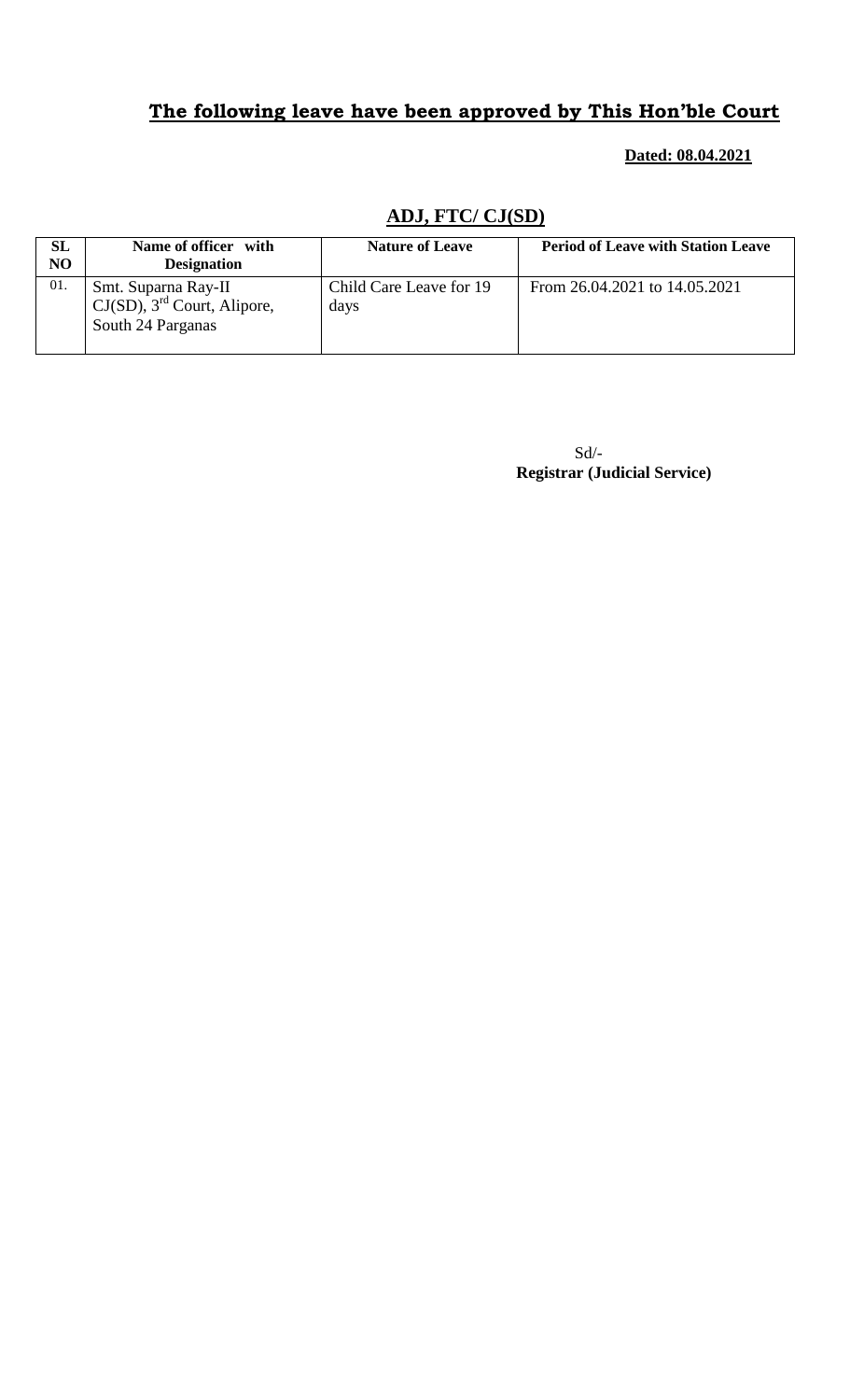## The following leave have been approved by This Hon'ble Court

**Dated: 08.04.2021**

### ADJ, FTC/ CJ(SD)

| SL NO | Name of officer with Designation | Nature of Leave | Period of Leave with Station Leave |
|---|---|---|---|
| 01. | Smt. Suparna Ray-II CJ(SD), 3rd Court, Alipore, South 24 Parganas | Child Care Leave for 19 days | From 26.04.2021 to 14.05.2021 |

Sd/-
**Registrar (Judicial Service)**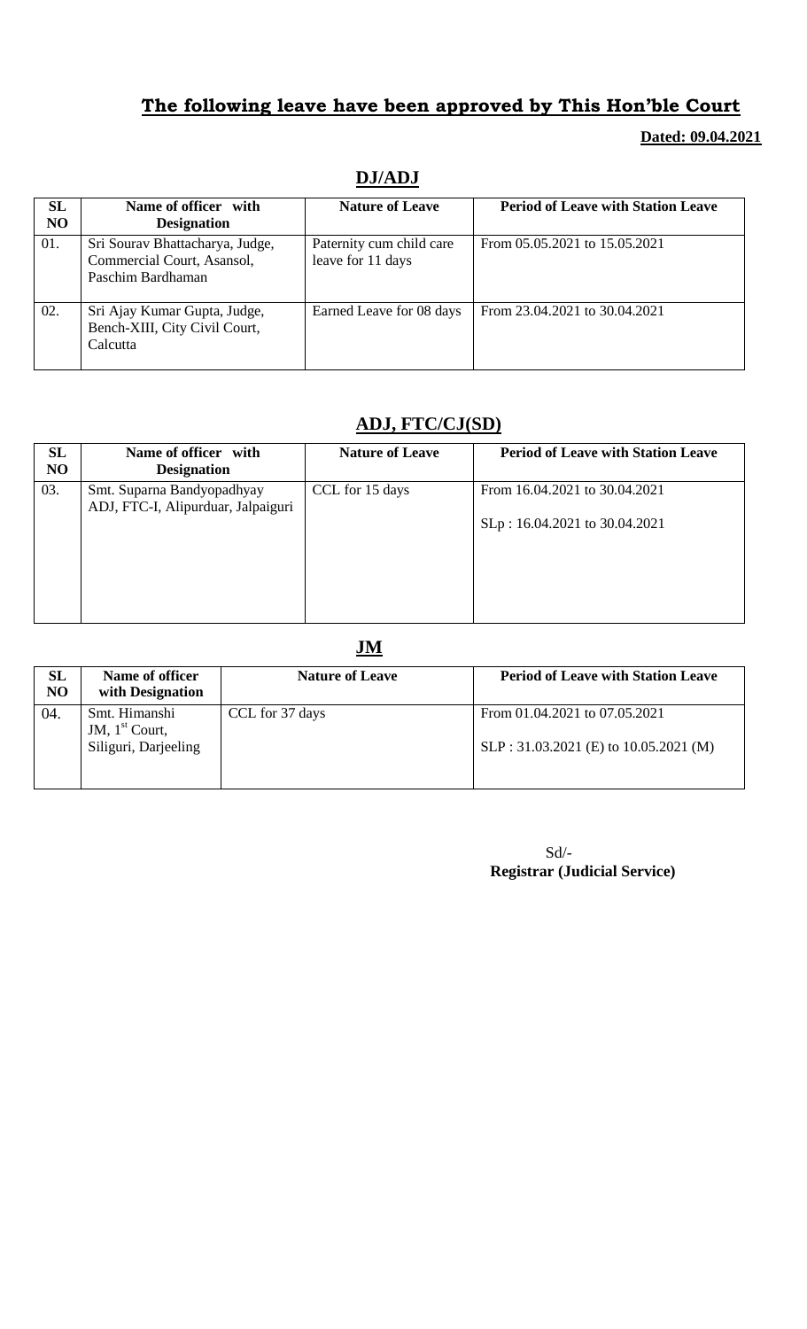# The following leave have been approved by This Hon'ble Court

**Dated: 09.04.2021**

## DJ/ADJ

| SL NO | Name of officer with Designation | Nature of Leave | Period of Leave with Station Leave |
|---|---|---|---|
| 01. | Sri Sourav Bhattacharya, Judge, Commercial Court, Asansol, Paschim Bardhaman | Paternity cum child care leave for 11 days | From 05.05.2021 to 15.05.2021 |
| 02. | Sri Ajay Kumar Gupta, Judge, Bench-XIII, City Civil Court, Calcutta | Earned Leave for 08 days | From 23.04.2021 to 30.04.2021 |

## ADJ, FTC/CJ(SD)

| SL NO | Name of officer with Designation | Nature of Leave | Period of Leave with Station Leave |
|---|---|---|---|
| 03. | Smt. Suparna Bandyopadhyay ADJ, FTC-I, Alipurduar, Jalpaiguri | CCL for 15 days | From 16.04.2021 to 30.04.2021<br><br>SLp : 16.04.2021 to 30.04.2021 |

## JM

| SL NO | Name of officer with Designation | Nature of Leave | Period of Leave with Station Leave |
|---|---|---|---|
| 04. | Smt. Himanshi JM, 1st Court, Siliguri, Darjeeling | CCL for 37 days | From 01.04.2021 to 07.05.2021<br><br>SLP : 31.03.2021 (E) to 10.05.2021 (M) |

Sd/-
**Registrar (Judicial Service)**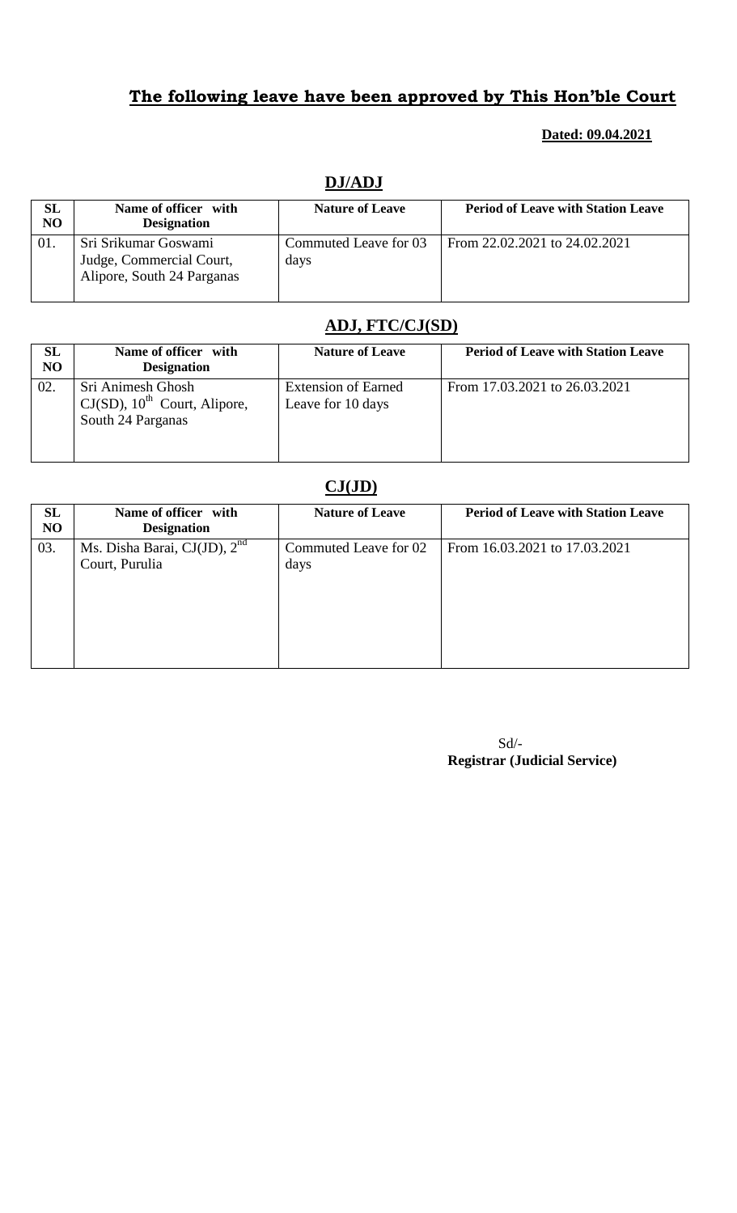# **The following leave have been approved by This Hon'ble Court**

**Dated: 09.04.2021**

## DJ/ADJ

| SL NO | Name of officer with Designation | Nature of Leave | Period of Leave with Station Leave |
|---|---|---|---|
| 01. | Sri Srikumar Goswami Judge, Commercial Court, Alipore, South 24 Parganas | Commuted Leave for 03 days | From 22.02.2021 to 24.02.2021 |

## ADJ, FTC/CJ(SD)

| SL NO | Name of officer with Designation | Nature of Leave | Period of Leave with Station Leave |
|---|---|---|---|
| 02. | Sri Animesh Ghosh CJ(SD), 10th Court, Alipore, South 24 Parganas | Extension of Earned Leave for 10 days | From 17.03.2021 to 26.03.2021 |

## CJ(JD)

| SL NO | Name of officer with Designation | Nature of Leave | Period of Leave with Station Leave |
|---|---|---|---|
| 03. | Ms. Disha Barai, CJ(JD), 2nd Court, Purulia | Commuted Leave for 02 days | From 16.03.2021 to 17.03.2021 |

Sd/-
**Registrar (Judicial Service)**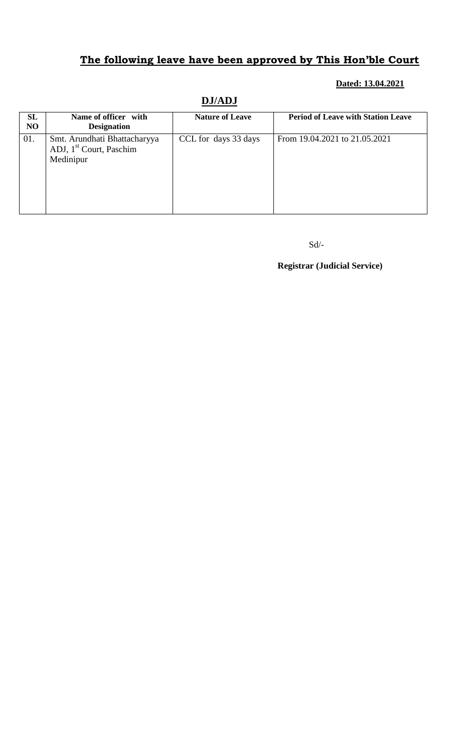## **The following leave have been approved by This Hon'ble Court**

**Dated: 13.04.2021**

## **DJ/ADJ**

| SL NO | Name of officer with Designation | Nature of Leave | Period of Leave with Station Leave |
|---|---|---|---|
| 01. | Smt. Arundhati Bhattacharyya ADJ, 1st Court, Paschim Medinipur | CCL for days 33 days | From 19.04.2021 to 21.05.2021 |

Sd/-

**Registrar (Judicial Service)**